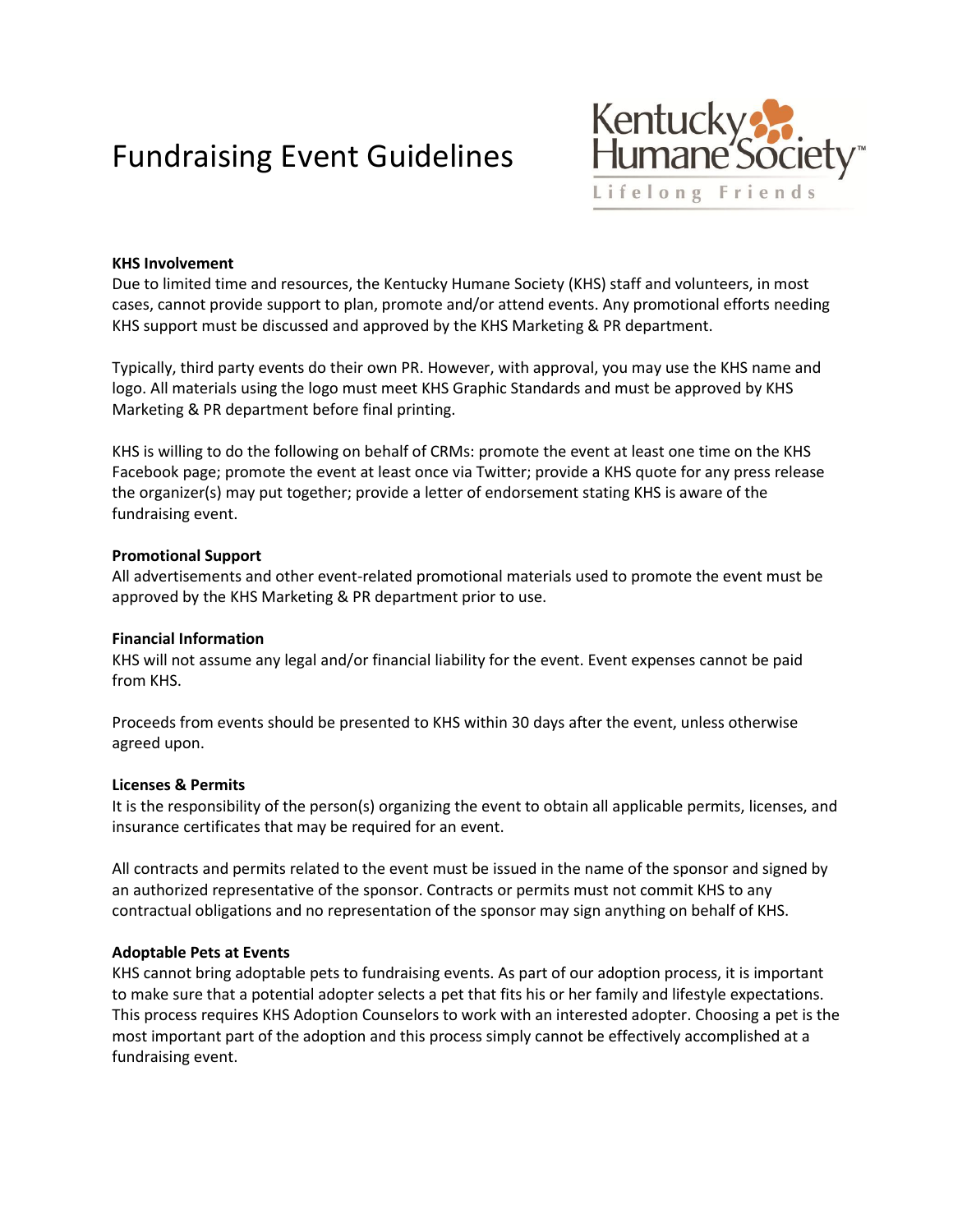# Fundraising Event Guidelines

Kentucky Humane Society
Lifelong Friends

**KHS Involvement**

Due to limited time and resources, the Kentucky Humane Society (KHS) staff and volunteers, in most cases, cannot provide support to plan, promote and/or attend events. Any promotional efforts needing KHS support must be discussed and approved by the KHS Marketing & PR department.

Typically, third party events do their own PR. However, with approval, you may use the KHS name and logo. All materials using the logo must meet KHS Graphic Standards and must be approved by KHS Marketing & PR department before final printing.

KHS is willing to do the following on behalf of CRMs: promote the event at least one time on the KHS Facebook page; promote the event at least once via Twitter; provide a KHS quote for any press release the organizer(s) may put together; provide a letter of endorsement stating KHS is aware of the fundraising event.

**Promotional Support**

All advertisements and other event-related promotional materials used to promote the event must be approved by the KHS Marketing & PR department prior to use.

**Financial Information**

KHS will not assume any legal and/or financial liability for the event. Event expenses cannot be paid from KHS.

Proceeds from events should be presented to KHS within 30 days after the event, unless otherwise agreed upon.

**Licenses & Permits**

It is the responsibility of the person(s) organizing the event to obtain all applicable permits, licenses, and insurance certificates that may be required for an event.

All contracts and permits related to the event must be issued in the name of the sponsor and signed by an authorized representative of the sponsor. Contracts or permits must not commit KHS to any contractual obligations and no representation of the sponsor may sign anything on behalf of KHS.

**Adoptable Pets at Events**

KHS cannot bring adoptable pets to fundraising events. As part of our adoption process, it is important to make sure that a potential adopter selects a pet that fits his or her family and lifestyle expectations. This process requires KHS Adoption Counselors to work with an interested adopter. Choosing a pet is the most important part of the adoption and this process simply cannot be effectively accomplished at a fundraising event.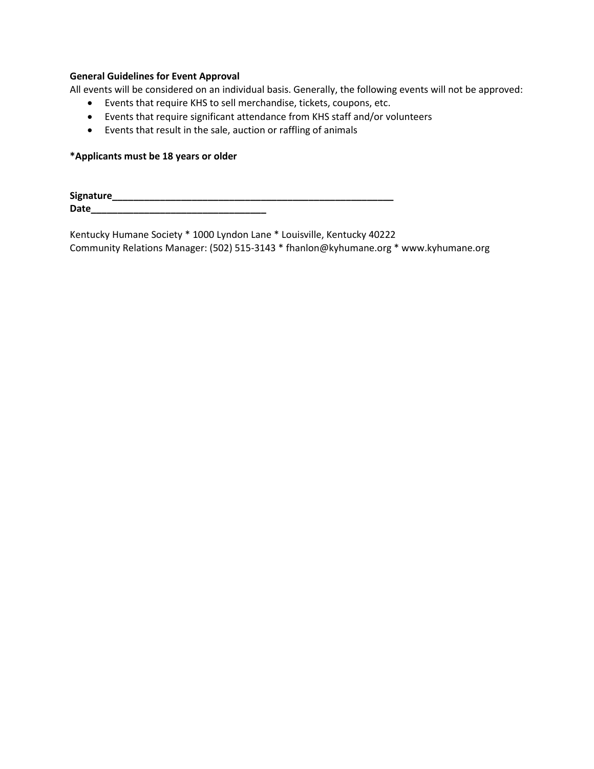**General Guidelines for Event Approval**

All events will be considered on an individual basis. Generally, the following events will not be approved:

- Events that require KHS to sell merchandise, tickets, coupons, etc.
- Events that require significant attendance from KHS staff and/or volunteers
- Events that result in the sale, auction or raffling of animals

***Applicants must be 18 years or older**

**Signature\_\_\_\_\_\_\_\_\_\_\_\_\_\_\_\_\_\_\_\_\_\_\_\_\_\_\_\_\_\_\_\_\_\_\_\_\_\_\_\_\_\_\_\_\_\_\_\_\_\_\_\_\_**
**Date\_\_\_\_\_\_\_\_\_\_\_\_\_\_\_\_\_\_\_\_\_\_\_\_\_\_\_\_\_\_\_\_\_\_**

Kentucky Humane Society * 1000 Lyndon Lane * Louisville, Kentucky 40222
Community Relations Manager: (502) 515-3143 * fhanlon@kyhumane.org * www.kyhumane.org